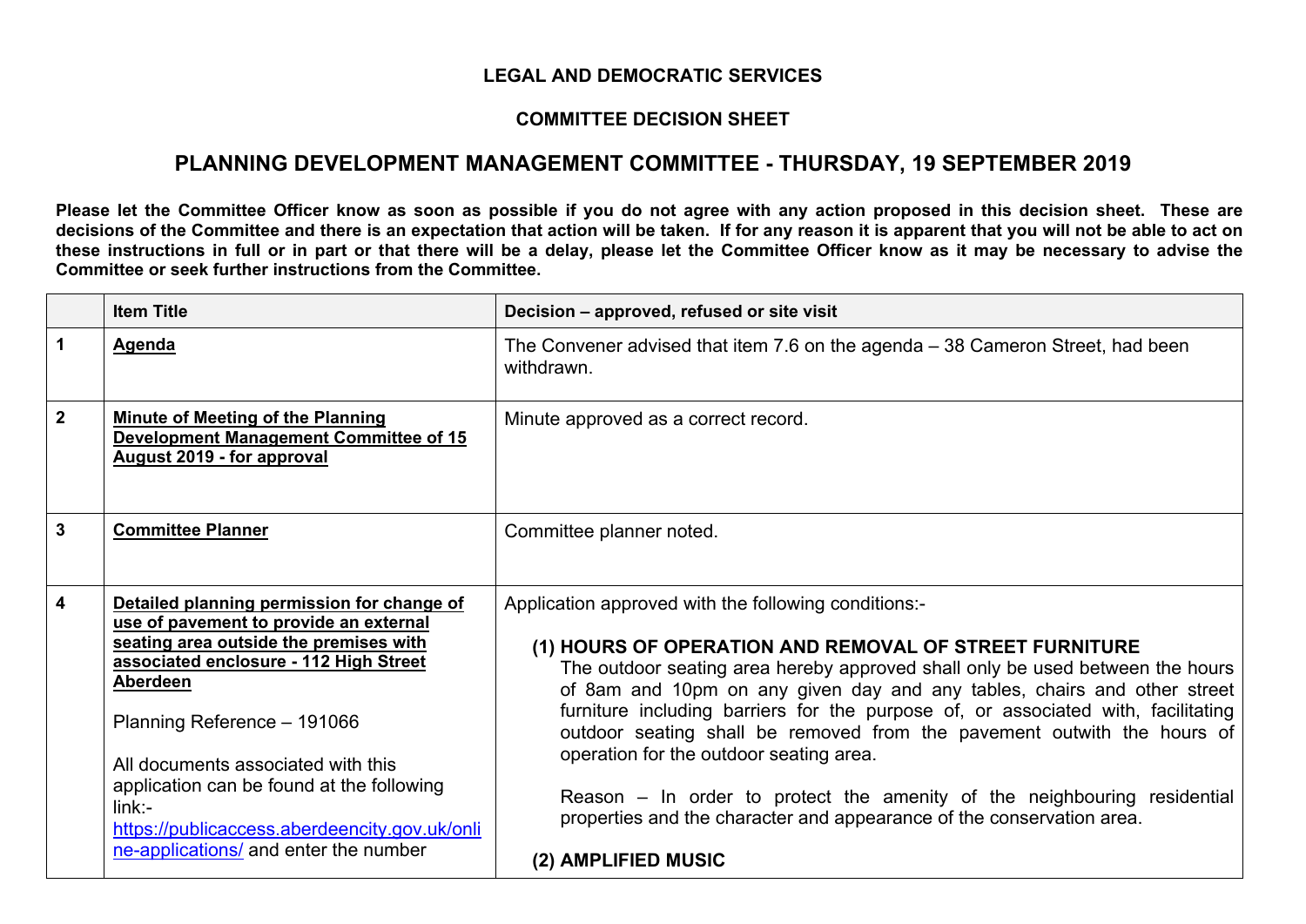**LEGAL AND DEMOCRATIC SERVICES**

**COMMITTEE DECISION SHEET**

## PLANNING DEVELOPMENT MANAGEMENT COMMITTEE - THURSDAY, 19 SEPTEMBER 2019

**Please let the Committee Officer know as soon as possible if you do not agree with any action proposed in this decision sheet. These are decisions of the Committee and there is an expectation that action will be taken. If for any reason it is apparent that you will not be able to act on these instructions in full or in part or that there will be a delay, please let the Committee Officer know as it may be necessary to advise the Committee or seek further instructions from the Committee.**

| | Item Title | Decision – approved, refused or site visit |
|---|---|---|
| 1 | **Agenda** | The Convener advised that item 7.6 on the agenda – 38 Cameron Street, had been withdrawn. |
| 2 | **Minute of Meeting of the Planning Development Management Committee of 15 August 2019 - for approval** | Minute approved as a correct record. |
| 3 | **Committee Planner** | Committee planner noted. |
| 4 | **Detailed planning permission for change of use of pavement to provide an external seating area outside the premises with associated enclosure - 112 High Street Aberdeen**<br><br>Planning Reference – 191066<br><br>All documents associated with this application can be found at the following link:- [https://publicaccess.aberdeencity.gov.uk/online-applications/](https://publicaccess.aberdeencity.gov.uk/online-applications/) and enter the number | Application approved with the following conditions:-<br><br>**(1) HOURS OF OPERATION AND REMOVAL OF STREET FURNITURE**<br>The outdoor seating area hereby approved shall only be used between the hours of 8am and 10pm on any given day and any tables, chairs and other street furniture including barriers for the purpose of, or associated with, facilitating outdoor seating shall be removed from the pavement outwith the hours of operation for the outdoor seating area.<br><br>Reason – In order to protect the amenity of the neighbouring residential properties and the character and appearance of the conservation area.<br><br>**(2) AMPLIFIED MUSIC** |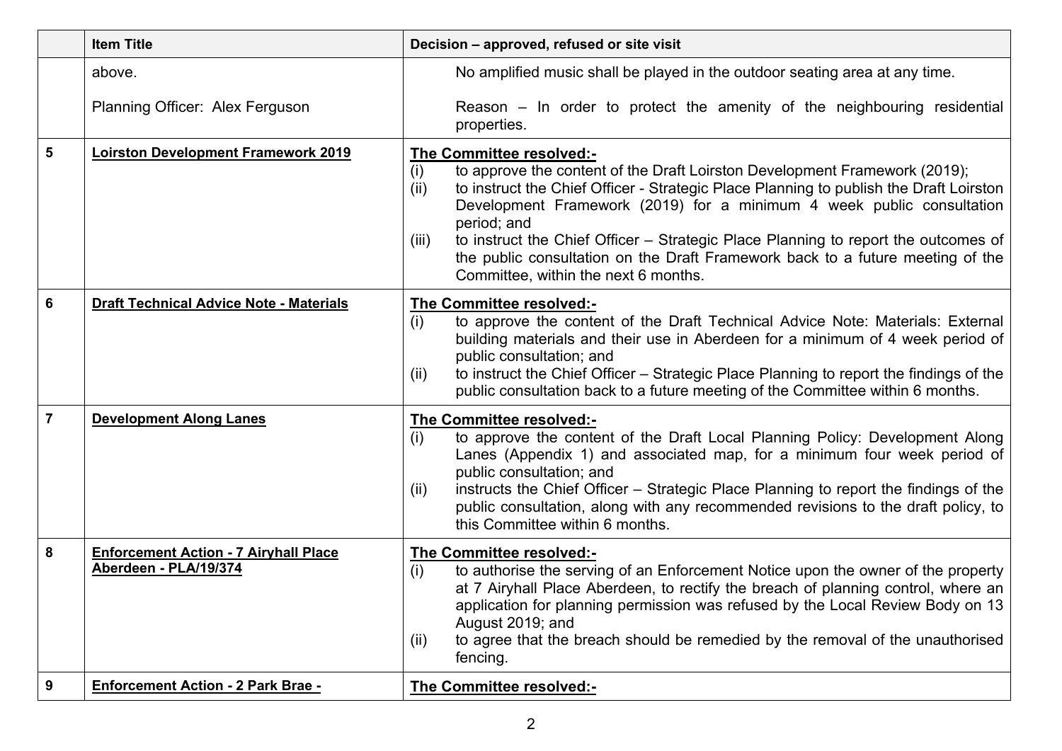| | Item Title | Decision – approved, refused or site visit |
|---|---|---|
| | above.<br><br>Planning Officer: Alex Ferguson | No amplified music shall be played in the outdoor seating area at any time.<br><br>Reason – In order to protect the amenity of the neighbouring residential properties. |
| 5 | **Loirston Development Framework 2019** | **The Committee resolved:-**<br>(i) to approve the content of the Draft Loirston Development Framework (2019);<br>(ii) to instruct the Chief Officer - Strategic Place Planning to publish the Draft Loirston Development Framework (2019) for a minimum 4 week public consultation period; and<br>(iii) to instruct the Chief Officer – Strategic Place Planning to report the outcomes of the public consultation on the Draft Framework back to a future meeting of the Committee, within the next 6 months. |
| 6 | **Draft Technical Advice Note - Materials** | **The Committee resolved:-**<br>(i) to approve the content of the Draft Technical Advice Note: Materials: External building materials and their use in Aberdeen for a minimum of 4 week period of public consultation; and<br>(ii) to instruct the Chief Officer – Strategic Place Planning to report the findings of the public consultation back to a future meeting of the Committee within 6 months. |
| 7 | **Development Along Lanes** | **The Committee resolved:-**<br>(i) to approve the content of the Draft Local Planning Policy: Development Along Lanes (Appendix 1) and associated map, for a minimum four week period of public consultation; and<br>(ii) instructs the Chief Officer – Strategic Place Planning to report the findings of the public consultation, along with any recommended revisions to the draft policy, to this Committee within 6 months. |
| 8 | **Enforcement Action - 7 Airyhall Place Aberdeen - PLA/19/374** | **The Committee resolved:-**<br>(i) to authorise the serving of an Enforcement Notice upon the owner of the property at 7 Airyhall Place Aberdeen, to rectify the breach of planning control, where an application for planning permission was refused by the Local Review Body on 13 August 2019; and<br>(ii) to agree that the breach should be remedied by the removal of the unauthorised fencing. |
| 9 | **Enforcement Action - 2 Park Brae -** | **The Committee resolved:-** |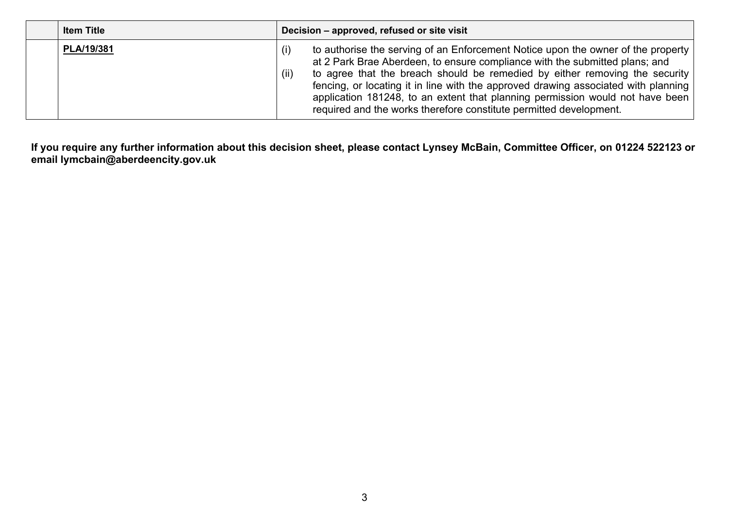| | Item Title | Decision – approved, refused or site visit |
|---|---|---|
| | **PLA/19/381** | (i) to authorise the serving of an Enforcement Notice upon the owner of the property at 2 Park Brae Aberdeen, to ensure compliance with the submitted plans; and<br>(ii) to agree that the breach should be remedied by either removing the security fencing, or locating it in line with the approved drawing associated with planning application 181248, to an extent that planning permission would not have been required and the works therefore constitute permitted development. |

**If you require any further information about this decision sheet, please contact Lynsey McBain, Committee Officer, on 01224 522123 or email lymcbain@aberdeencity.gov.uk**